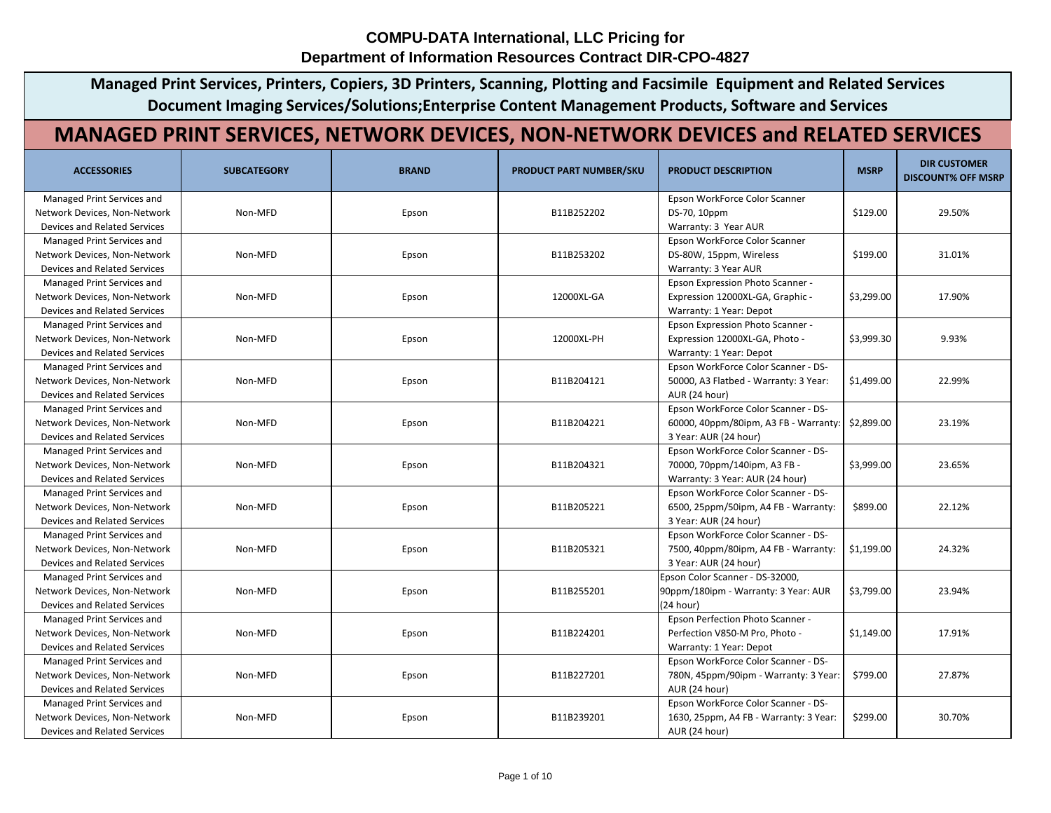**COMPU-DATA International, LLC Pricing for**
**Department of Information Resources Contract DIR-CPO-4827**

## Managed Print Services, Printers, Copiers, 3D Printers, Scanning, Plotting and Facsimile Equipment and Related Services Document Imaging Services/Solutions;Enterprise Content Management Products, Software and Services

# MANAGED PRINT SERVICES, NETWORK DEVICES, NON-NETWORK DEVICES and RELATED SERVICES

| ACCESSORIES | SUBCATEGORY | BRAND | PRODUCT PART NUMBER/SKU | PRODUCT DESCRIPTION | MSRP | DIR CUSTOMER DISCOUNT% OFF MSRP |
|---|---|---|---|---|---|---|
| Managed Print Services and Network Devices, Non-Network Devices and Related Services | Non-MFD | Epson | B11B252202 | Epson WorkForce Color Scanner DS-70, 10ppm Warranty: 3 Year AUR | $129.00 | 29.50% |
| Managed Print Services and Network Devices, Non-Network Devices and Related Services | Non-MFD | Epson | B11B253202 | Epson WorkForce Color Scanner DS-80W, 15ppm, Wireless Warranty: 3 Year AUR | $199.00 | 31.01% |
| Managed Print Services and Network Devices, Non-Network Devices and Related Services | Non-MFD | Epson | 12000XL-GA | Epson Expression Photo Scanner - Expression 12000XL-GA, Graphic - Warranty: 1 Year: Depot | $3,299.00 | 17.90% |
| Managed Print Services and Network Devices, Non-Network Devices and Related Services | Non-MFD | Epson | 12000XL-PH | Epson Expression Photo Scanner - Expression 12000XL-GA, Photo - Warranty: 1 Year: Depot | $3,999.30 | 9.93% |
| Managed Print Services and Network Devices, Non-Network Devices and Related Services | Non-MFD | Epson | B11B204121 | Epson WorkForce Color Scanner - DS-50000, A3 Flatbed - Warranty: 3 Year: AUR (24 hour) | $1,499.00 | 22.99% |
| Managed Print Services and Network Devices, Non-Network Devices and Related Services | Non-MFD | Epson | B11B204221 | Epson WorkForce Color Scanner - DS-60000, 40ppm/80ipm, A3 FB - Warranty: 3 Year: AUR (24 hour) | $2,899.00 | 23.19% |
| Managed Print Services and Network Devices, Non-Network Devices and Related Services | Non-MFD | Epson | B11B204321 | Epson WorkForce Color Scanner - DS-70000, 70ppm/140ipm, A3 FB - Warranty: 3 Year: AUR (24 hour) | $3,999.00 | 23.65% |
| Managed Print Services and Network Devices, Non-Network Devices and Related Services | Non-MFD | Epson | B11B205221 | Epson WorkForce Color Scanner - DS-6500, 25ppm/50ipm, A4 FB - Warranty: 3 Year: AUR (24 hour) | $899.00 | 22.12% |
| Managed Print Services and Network Devices, Non-Network Devices and Related Services | Non-MFD | Epson | B11B205321 | Epson WorkForce Color Scanner - DS-7500, 40ppm/80ipm, A4 FB - Warranty: 3 Year: AUR (24 hour) | $1,199.00 | 24.32% |
| Managed Print Services and Network Devices, Non-Network Devices and Related Services | Non-MFD | Epson | B11B255201 | Epson Color Scanner - DS-32000, 90ppm/180ipm - Warranty: 3 Year: AUR (24 hour) | $3,799.00 | 23.94% |
| Managed Print Services and Network Devices, Non-Network Devices and Related Services | Non-MFD | Epson | B11B224201 | Epson Perfection Photo Scanner - Perfection V850-M Pro, Photo - Warranty: 1 Year: Depot | $1,149.00 | 17.91% |
| Managed Print Services and Network Devices, Non-Network Devices and Related Services | Non-MFD | Epson | B11B227201 | Epson WorkForce Color Scanner - DS-780N, 45ppm/90ipm - Warranty: 3 Year: AUR (24 hour) | $799.00 | 27.87% |
| Managed Print Services and Network Devices, Non-Network Devices and Related Services | Non-MFD | Epson | B11B239201 | Epson WorkForce Color Scanner - DS-1630, 25ppm, A4 FB - Warranty: 3 Year: AUR (24 hour) | $299.00 | 30.70% |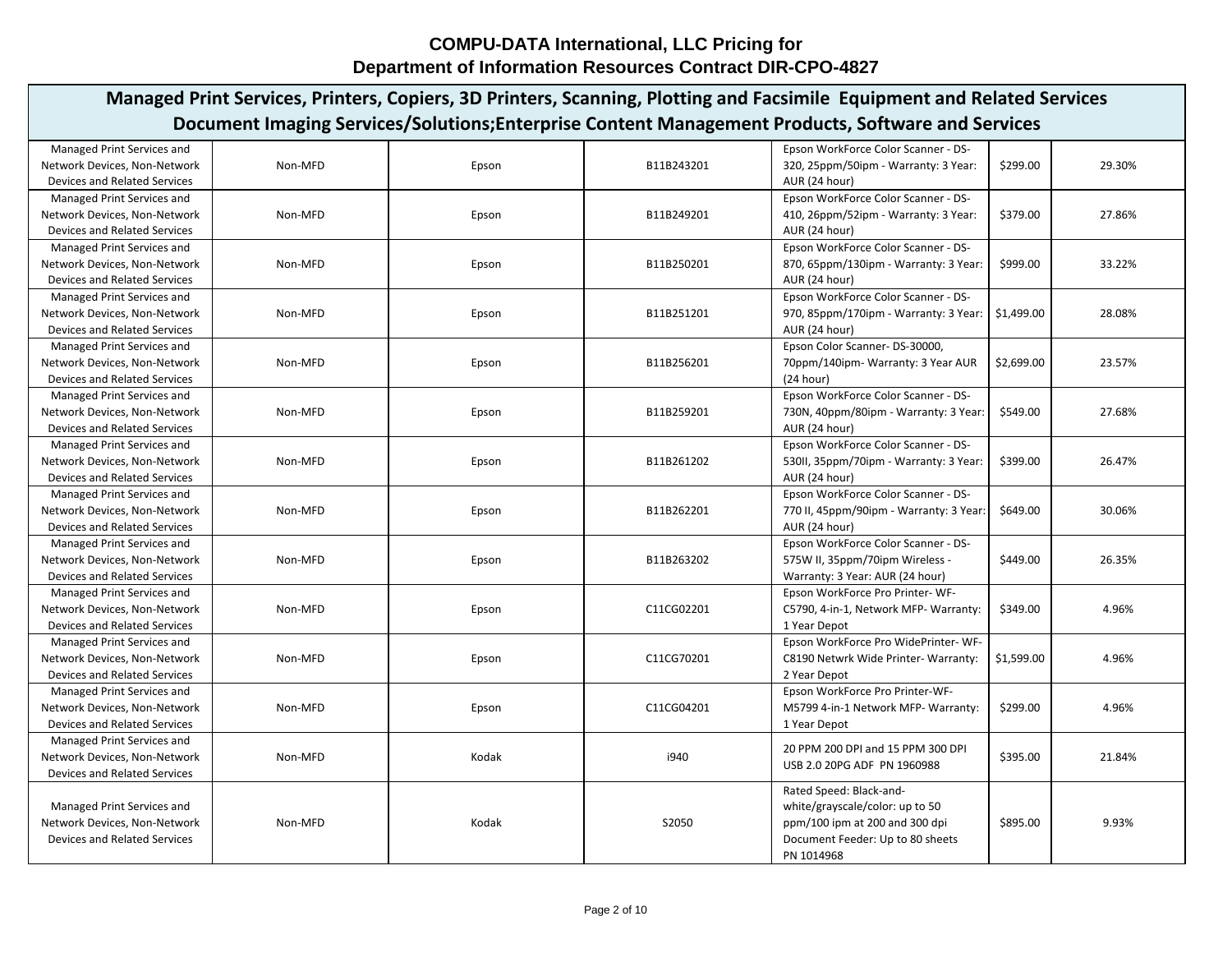**COMPU-DATA International, LLC Pricing for**
**Department of Information Resources Contract DIR-CPO-4827**

## Managed Print Services, Printers, Copiers, 3D Printers, Scanning, Plotting and Facsimile Equipment and Related Services Document Imaging Services/Solutions;Enterprise Content Management Products, Software and Services

| | | | | | | |
|---|---|---|---|---|---|---|
| Managed Print Services and Network Devices, Non-Network Devices and Related Services | Non-MFD | Epson | B11B243201 | Epson WorkForce Color Scanner - DS-320, 25ppm/50ipm - Warranty: 3 Year: AUR (24 hour) | $299.00 | 29.30% |
| Managed Print Services and Network Devices, Non-Network Devices and Related Services | Non-MFD | Epson | B11B249201 | Epson WorkForce Color Scanner - DS-410, 26ppm/52ipm - Warranty: 3 Year: AUR (24 hour) | $379.00 | 27.86% |
| Managed Print Services and Network Devices, Non-Network Devices and Related Services | Non-MFD | Epson | B11B250201 | Epson WorkForce Color Scanner - DS-870, 65ppm/130ipm - Warranty: 3 Year: AUR (24 hour) | $999.00 | 33.22% |
| Managed Print Services and Network Devices, Non-Network Devices and Related Services | Non-MFD | Epson | B11B251201 | Epson WorkForce Color Scanner - DS-970, 85ppm/170ipm - Warranty: 3 Year: AUR (24 hour) | $1,499.00 | 28.08% |
| Managed Print Services and Network Devices, Non-Network Devices and Related Services | Non-MFD | Epson | B11B256201 | Epson Color Scanner- DS-30000, 70ppm/140ipm- Warranty: 3 Year AUR (24 hour) | $2,699.00 | 23.57% |
| Managed Print Services and Network Devices, Non-Network Devices and Related Services | Non-MFD | Epson | B11B259201 | Epson WorkForce Color Scanner - DS-730N, 40ppm/80ipm - Warranty: 3 Year: AUR (24 hour) | $549.00 | 27.68% |
| Managed Print Services and Network Devices, Non-Network Devices and Related Services | Non-MFD | Epson | B11B261202 | Epson WorkForce Color Scanner - DS-530II, 35ppm/70ipm - Warranty: 3 Year: AUR (24 hour) | $399.00 | 26.47% |
| Managed Print Services and Network Devices, Non-Network Devices and Related Services | Non-MFD | Epson | B11B262201 | Epson WorkForce Color Scanner - DS-770 II, 45ppm/90ipm - Warranty: 3 Year: AUR (24 hour) | $649.00 | 30.06% |
| Managed Print Services and Network Devices, Non-Network Devices and Related Services | Non-MFD | Epson | B11B263202 | Epson WorkForce Color Scanner - DS-575W II, 35ppm/70ipm Wireless - Warranty: 3 Year: AUR (24 hour) | $449.00 | 26.35% |
| Managed Print Services and Network Devices, Non-Network Devices and Related Services | Non-MFD | Epson | C11CG02201 | Epson WorkForce Pro Printer- WF-C5790, 4-in-1, Network MFP- Warranty: 1 Year Depot | $349.00 | 4.96% |
| Managed Print Services and Network Devices, Non-Network Devices and Related Services | Non-MFD | Epson | C11CG70201 | Epson WorkForce Pro WidePrinter- WF-C8190 Netwrk Wide Printer- Warranty: 2 Year Depot | $1,599.00 | 4.96% |
| Managed Print Services and Network Devices, Non-Network Devices and Related Services | Non-MFD | Epson | C11CG04201 | Epson WorkForce Pro Printer-WF-M5799 4-in-1 Network MFP- Warranty: 1 Year Depot | $299.00 | 4.96% |
| Managed Print Services and Network Devices, Non-Network Devices and Related Services | Non-MFD | Kodak | i940 | 20 PPM 200 DPI and 15 PPM 300 DPI USB 2.0 20PG ADF PN 1960988 | $395.00 | 21.84% |
| Managed Print Services and Network Devices, Non-Network Devices and Related Services | Non-MFD | Kodak | S2050 | Rated Speed: Black-and-white/grayscale/color: up to 50 ppm/100 ipm at 200 and 300 dpi Document Feeder: Up to 80 sheets PN 1014968 | $895.00 | 9.93% |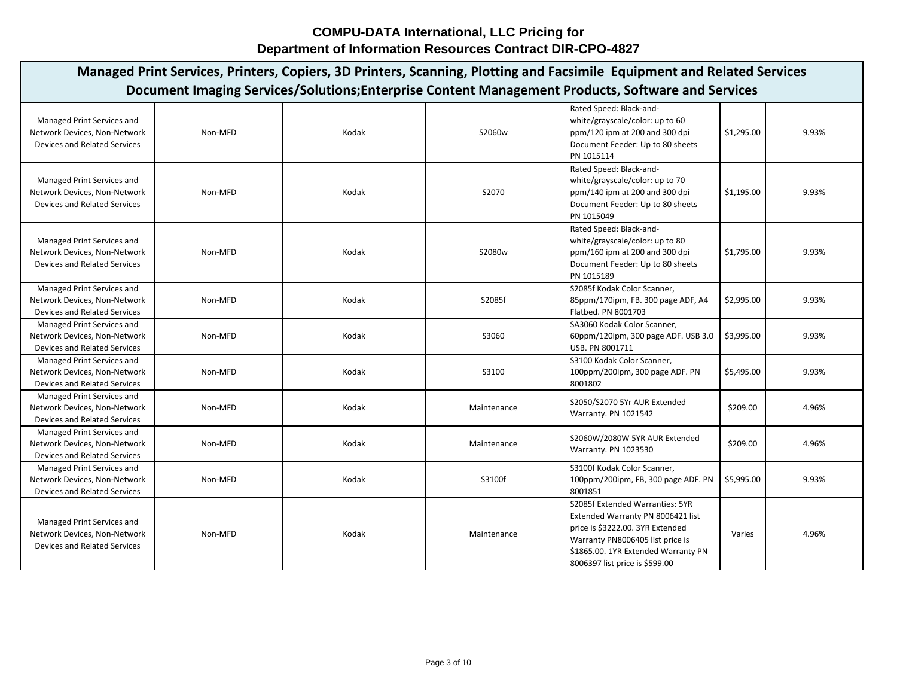**COMPU-DATA International, LLC Pricing for**
**Department of Information Resources Contract DIR-CPO-4827**

## Managed Print Services, Printers, Copiers, 3D Printers, Scanning, Plotting and Facsimile Equipment and Related Services Document Imaging Services/Solutions;Enterprise Content Management Products, Software and Services

| | | | | | | |
|---|---|---|---|---|---|---|
| Managed Print Services and Network Devices, Non-Network Devices and Related Services | Non-MFD | Kodak | S2060w | Rated Speed: Black-and-white/grayscale/color: up to 60 ppm/120 ipm at 200 and 300 dpi Document Feeder: Up to 80 sheets PN 1015114 | $1,295.00 | 9.93% |
| Managed Print Services and Network Devices, Non-Network Devices and Related Services | Non-MFD | Kodak | S2070 | Rated Speed: Black-and-white/grayscale/color: up to 70 ppm/140 ipm at 200 and 300 dpi Document Feeder: Up to 80 sheets PN 1015049 | $1,195.00 | 9.93% |
| Managed Print Services and Network Devices, Non-Network Devices and Related Services | Non-MFD | Kodak | S2080w | Rated Speed: Black-and-white/grayscale/color: up to 80 ppm/160 ipm at 200 and 300 dpi Document Feeder: Up to 80 sheets PN 1015189 | $1,795.00 | 9.93% |
| Managed Print Services and Network Devices, Non-Network Devices and Related Services | Non-MFD | Kodak | S2085f | S2085f Kodak Color Scanner, 85ppm/170ipm, FB. 300 page ADF, A4 Flatbed. PN 8001703 | $2,995.00 | 9.93% |
| Managed Print Services and Network Devices, Non-Network Devices and Related Services | Non-MFD | Kodak | S3060 | SA3060 Kodak Color Scanner, 60ppm/120ipm, 300 page ADF. USB 3.0 USB. PN 8001711 | $3,995.00 | 9.93% |
| Managed Print Services and Network Devices, Non-Network Devices and Related Services | Non-MFD | Kodak | S3100 | S3100 Kodak Color Scanner, 100ppm/200ipm, 300 page ADF. PN 8001802 | $5,495.00 | 9.93% |
| Managed Print Services and Network Devices, Non-Network Devices and Related Services | Non-MFD | Kodak | Maintenance | S2050/S2070 5Yr AUR Extended Warranty. PN 1021542 | $209.00 | 4.96% |
| Managed Print Services and Network Devices, Non-Network Devices and Related Services | Non-MFD | Kodak | Maintenance | S2060W/2080W 5YR AUR Extended Warranty. PN 1023530 | $209.00 | 4.96% |
| Managed Print Services and Network Devices, Non-Network Devices and Related Services | Non-MFD | Kodak | S3100f | S3100f Kodak Color Scanner, 100ppm/200ipm, FB, 300 page ADF. PN 8001851 | $5,995.00 | 9.93% |
| Managed Print Services and Network Devices, Non-Network Devices and Related Services | Non-MFD | Kodak | Maintenance | S2085f Extended Warranties: 5YR Extended Warranty PN 8006421 list price is $3222.00. 3YR Extended Warranty PN8006405 list price is $1865.00. 1YR Extended Warranty PN 8006397 list price is $599.00 | Varies | 4.96% |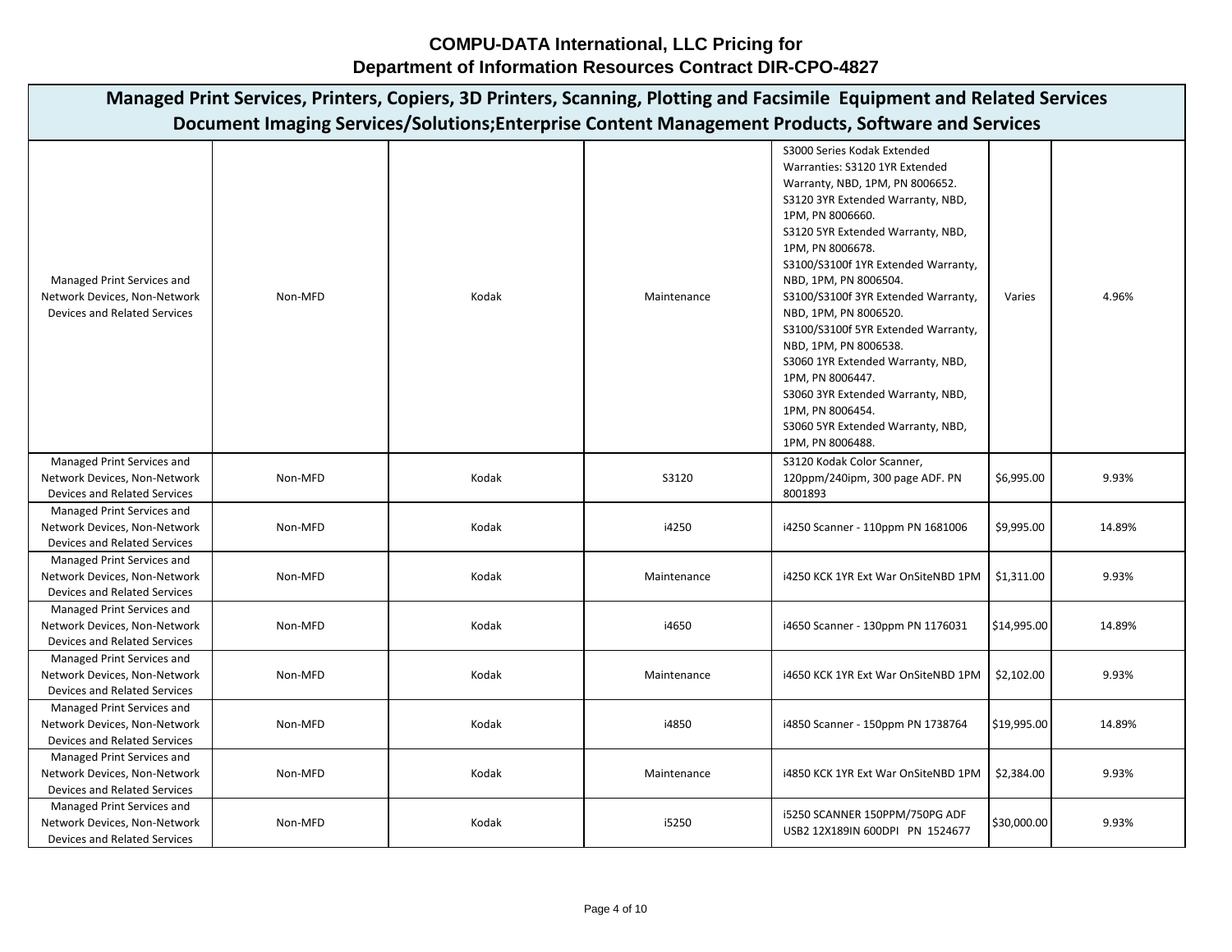# COMPU-DATA International, LLC Pricing for Department of Information Resources Contract DIR-CPO-4827

## Managed Print Services, Printers, Copiers, 3D Printers, Scanning, Plotting and Facsimile Equipment and Related Services Document Imaging Services/Solutions;Enterprise Content Management Products, Software and Services

| | | | | | | |
|---|---|---|---|---|---|---|
| Managed Print Services and Network Devices, Non-Network Devices and Related Services | Non-MFD | Kodak | Maintenance | S3000 Series Kodak Extended Warranties: S3120 1YR Extended Warranty, NBD, 1PM, PN 8006652. S3120 3YR Extended Warranty, NBD, 1PM, PN 8006660. S3120 5YR Extended Warranty, NBD, 1PM, PN 8006678. S3100/S3100f 1YR Extended Warranty, NBD, 1PM, PN 8006504. S3100/S3100f 3YR Extended Warranty, NBD, 1PM, PN 8006520. S3100/S3100f 5YR Extended Warranty, NBD, 1PM, PN 8006538. S3060 1YR Extended Warranty, NBD, 1PM, PN 8006447. S3060 3YR Extended Warranty, NBD, 1PM, PN 8006454. S3060 5YR Extended Warranty, NBD, 1PM, PN 8006488. | Varies | 4.96% |
| Managed Print Services and Network Devices, Non-Network Devices and Related Services | Non-MFD | Kodak | S3120 | S3120 Kodak Color Scanner, 120ppm/240ipm, 300 page ADF. PN 8001893 | $6,995.00 | 9.93% |
| Managed Print Services and Network Devices, Non-Network Devices and Related Services | Non-MFD | Kodak | i4250 | i4250 Scanner - 110ppm PN 1681006 | $9,995.00 | 14.89% |
| Managed Print Services and Network Devices, Non-Network Devices and Related Services | Non-MFD | Kodak | Maintenance | i4250 KCK 1YR Ext War OnSiteNBD 1PM | $1,311.00 | 9.93% |
| Managed Print Services and Network Devices, Non-Network Devices and Related Services | Non-MFD | Kodak | i4650 | i4650 Scanner - 130ppm PN 1176031 | $14,995.00 | 14.89% |
| Managed Print Services and Network Devices, Non-Network Devices and Related Services | Non-MFD | Kodak | Maintenance | i4650 KCK 1YR Ext War OnSiteNBD 1PM | $2,102.00 | 9.93% |
| Managed Print Services and Network Devices, Non-Network Devices and Related Services | Non-MFD | Kodak | i4850 | i4850 Scanner - 150ppm PN 1738764 | $19,995.00 | 14.89% |
| Managed Print Services and Network Devices, Non-Network Devices and Related Services | Non-MFD | Kodak | Maintenance | i4850 KCK 1YR Ext War OnSiteNBD 1PM | $2,384.00 | 9.93% |
| Managed Print Services and Network Devices, Non-Network Devices and Related Services | Non-MFD | Kodak | i5250 | i5250 SCANNER 150PPM/750PG ADF USB2 12X189IN 600DPI PN 1524677 | $30,000.00 | 9.93% |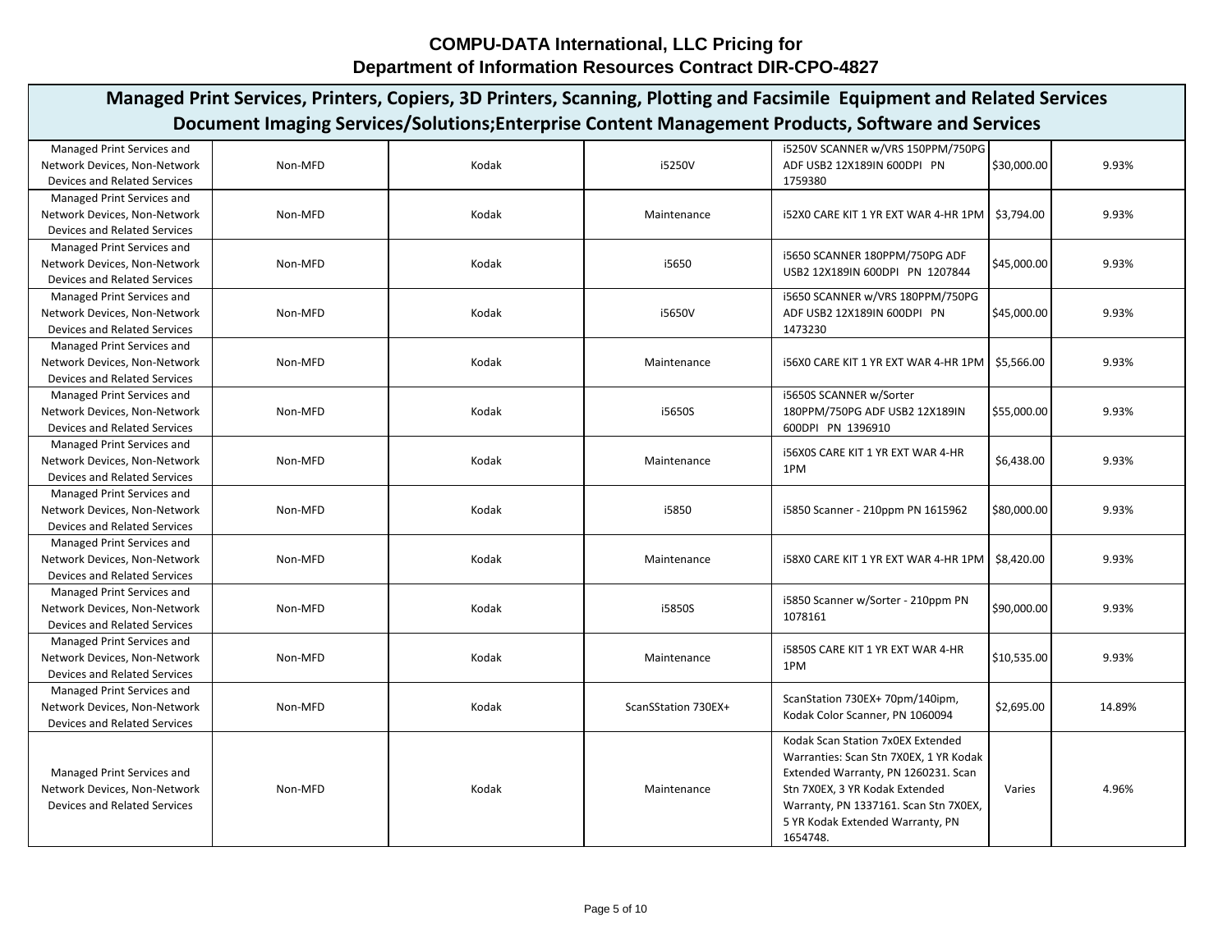# COMPU-DATA International, LLC Pricing for Department of Information Resources Contract DIR-CPO-4827

## Managed Print Services, Printers, Copiers, 3D Printers, Scanning, Plotting and Facsimile Equipment and Related Services Document Imaging Services/Solutions;Enterprise Content Management Products, Software and Services

| | | | | | | |
|---|---|---|---|---|---|---|
| Managed Print Services and Network Devices, Non-Network Devices and Related Services | Non-MFD | Kodak | i5250V | i5250V SCANNER w/VRS 150PPM/750PG ADF USB2 12X189IN 600DPI PN 1759380 | $30,000.00 | 9.93% |
| Managed Print Services and Network Devices, Non-Network Devices and Related Services | Non-MFD | Kodak | Maintenance | i52X0 CARE KIT 1 YR EXT WAR 4-HR 1PM | $3,794.00 | 9.93% |
| Managed Print Services and Network Devices, Non-Network Devices and Related Services | Non-MFD | Kodak | i5650 | i5650 SCANNER 180PPM/750PG ADF USB2 12X189IN 600DPI PN 1207844 | $45,000.00 | 9.93% |
| Managed Print Services and Network Devices, Non-Network Devices and Related Services | Non-MFD | Kodak | i5650V | i5650 SCANNER w/VRS 180PPM/750PG ADF USB2 12X189IN 600DPI PN 1473230 | $45,000.00 | 9.93% |
| Managed Print Services and Network Devices, Non-Network Devices and Related Services | Non-MFD | Kodak | Maintenance | i56X0 CARE KIT 1 YR EXT WAR 4-HR 1PM | $5,566.00 | 9.93% |
| Managed Print Services and Network Devices, Non-Network Devices and Related Services | Non-MFD | Kodak | i5650S | i5650S SCANNER w/Sorter 180PPM/750PG ADF USB2 12X189IN 600DPI PN 1396910 | $55,000.00 | 9.93% |
| Managed Print Services and Network Devices, Non-Network Devices and Related Services | Non-MFD | Kodak | Maintenance | i56X0S CARE KIT 1 YR EXT WAR 4-HR 1PM | $6,438.00 | 9.93% |
| Managed Print Services and Network Devices, Non-Network Devices and Related Services | Non-MFD | Kodak | i5850 | i5850 Scanner - 210ppm PN 1615962 | $80,000.00 | 9.93% |
| Managed Print Services and Network Devices, Non-Network Devices and Related Services | Non-MFD | Kodak | Maintenance | i58X0 CARE KIT 1 YR EXT WAR 4-HR 1PM | $8,420.00 | 9.93% |
| Managed Print Services and Network Devices, Non-Network Devices and Related Services | Non-MFD | Kodak | i5850S | i5850 Scanner w/Sorter - 210ppm PN 1078161 | $90,000.00 | 9.93% |
| Managed Print Services and Network Devices, Non-Network Devices and Related Services | Non-MFD | Kodak | Maintenance | i5850S CARE KIT 1 YR EXT WAR 4-HR 1PM | $10,535.00 | 9.93% |
| Managed Print Services and Network Devices, Non-Network Devices and Related Services | Non-MFD | Kodak | ScanSStation 730EX+ | ScanStation 730EX+ 70pm/140ipm, Kodak Color Scanner, PN 1060094 | $2,695.00 | 14.89% |
| Managed Print Services and Network Devices, Non-Network Devices and Related Services | Non-MFD | Kodak | Maintenance | Kodak Scan Station 7x0EX Extended Warranties: Scan Stn 7X0EX, 1 YR Kodak Extended Warranty, PN 1260231. Scan Stn 7X0EX, 3 YR Kodak Extended Warranty, PN 1337161. Scan Stn 7X0EX, 5 YR Kodak Extended Warranty, PN 1654748. | Varies | 4.96% |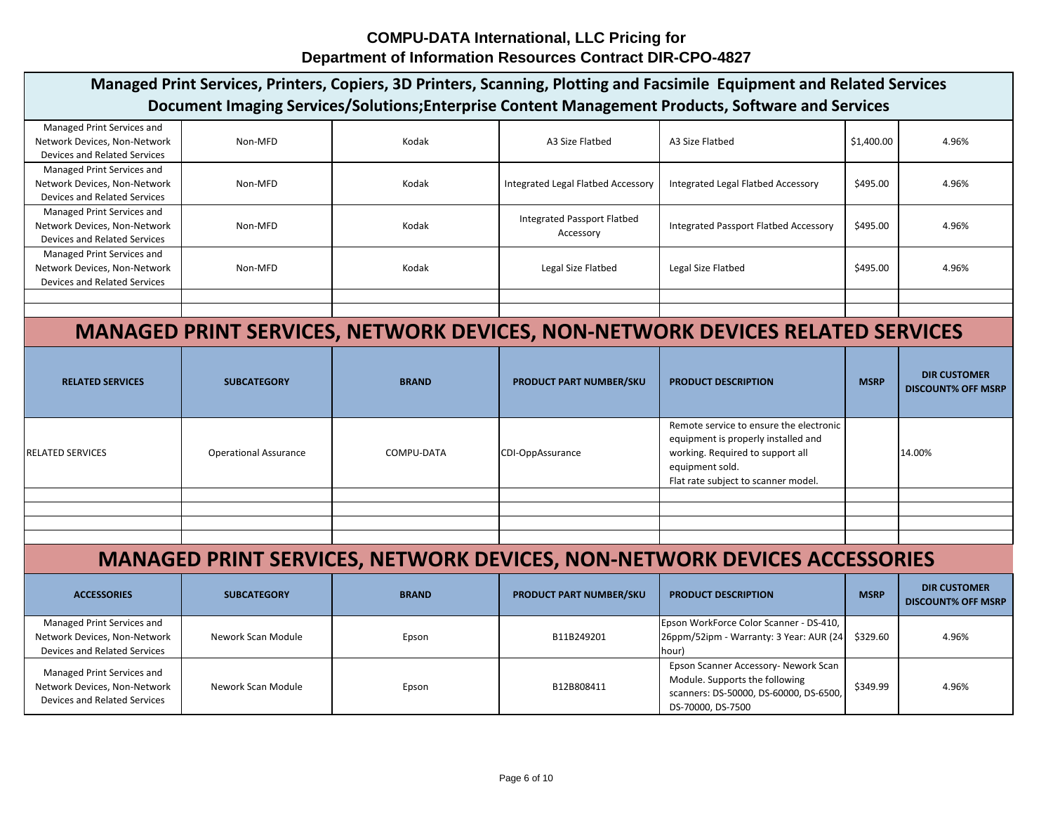# COMPU-DATA International, LLC Pricing for Department of Information Resources Contract DIR-CPO-4827

## Managed Print Services, Printers, Copiers, 3D Printers, Scanning, Plotting and Facsimile Equipment and Related Services Document Imaging Services/Solutions;Enterprise Content Management Products, Software and Services

| | | | | | | |
|---|---|---|---|---|---|---|
| Managed Print Services and Network Devices, Non-Network Devices and Related Services | Non-MFD | Kodak | A3 Size Flatbed | A3 Size Flatbed | $1,400.00 | 4.96% |
| Managed Print Services and Network Devices, Non-Network Devices and Related Services | Non-MFD | Kodak | Integrated Legal Flatbed Accessory | Integrated Legal Flatbed Accessory | $495.00 | 4.96% |
| Managed Print Services and Network Devices, Non-Network Devices and Related Services | Non-MFD | Kodak | Integrated Passport Flatbed Accessory | Integrated Passport Flatbed Accessory | $495.00 | 4.96% |
| Managed Print Services and Network Devices, Non-Network Devices and Related Services | Non-MFD | Kodak | Legal Size Flatbed | Legal Size Flatbed | $495.00 | 4.96% |
| | | | | | | |
| | | | | | | |

## MANAGED PRINT SERVICES, NETWORK DEVICES, NON-NETWORK DEVICES RELATED SERVICES

| RELATED SERVICES | SUBCATEGORY | BRAND | PRODUCT PART NUMBER/SKU | PRODUCT DESCRIPTION | MSRP | DIR CUSTOMER DISCOUNT% OFF MSRP |
|---|---|---|---|---|---|---|
| RELATED SERVICES | Operational Assurance | COMPU-DATA | CDI-OppAssurance | Remote service to ensure the electronic equipment is properly installed and working. Required to support all equipment sold. Flat rate subject to scanner model. | | 14.00% |
| | | | | | | |
| | | | | | | |
| | | | | | | |
| | | | | | | |

## MANAGED PRINT SERVICES, NETWORK DEVICES, NON-NETWORK DEVICES ACCESSORIES

| ACCESSORIES | SUBCATEGORY | BRAND | PRODUCT PART NUMBER/SKU | PRODUCT DESCRIPTION | MSRP | DIR CUSTOMER DISCOUNT% OFF MSRP |
|---|---|---|---|---|---|---|
| Managed Print Services and Network Devices, Non-Network Devices and Related Services | Nework Scan Module | Epson | B11B249201 | Epson WorkForce Color Scanner - DS-410, 26ppm/52ipm - Warranty: 3 Year: AUR (24 hour) | $329.60 | 4.96% |
| Managed Print Services and Network Devices, Non-Network Devices and Related Services | Nework Scan Module | Epson | B12B808411 | Epson Scanner Accessory- Nework Scan Module. Supports the following scanners: DS-50000, DS-60000, DS-6500, DS-70000, DS-7500 | $349.99 | 4.96% |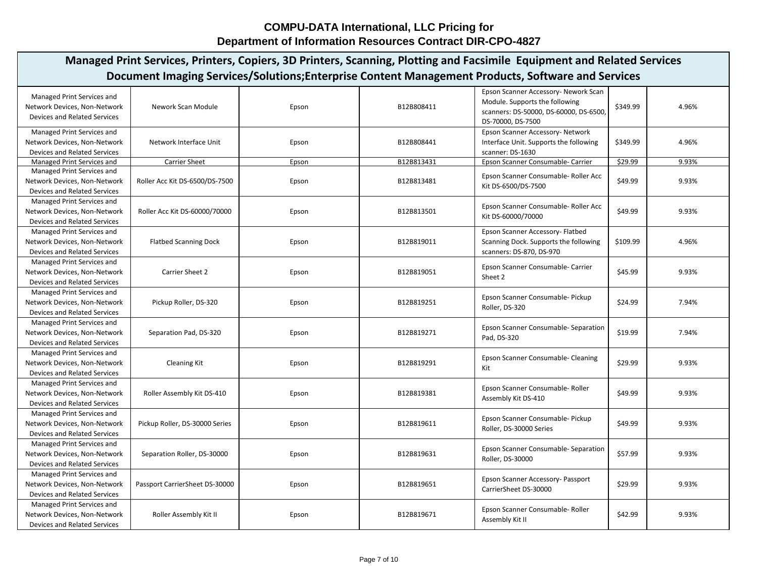# COMPU-DATA International, LLC Pricing for Department of Information Resources Contract DIR-CPO-4827

## Managed Print Services, Printers, Copiers, 3D Printers, Scanning, Plotting and Facsimile Equipment and Related Services Document Imaging Services/Solutions;Enterprise Content Management Products, Software and Services

| | | | | | | |
|---|---|---|---|---|---|---|
| Managed Print Services and Network Devices, Non-Network Devices and Related Services | Nework Scan Module | Epson | B12B808411 | Epson Scanner Accessory- Nework Scan Module. Supports the following scanners: DS-50000, DS-60000, DS-6500, DS-70000, DS-7500 | $349.99 | 4.96% |
| Managed Print Services and Network Devices, Non-Network Devices and Related Services | Network Interface Unit | Epson | B12B808441 | Epson Scanner Accessory- Network Interface Unit. Supports the following scanner: DS-1630 | $349.99 | 4.96% |
| Managed Print Services and | Carrier Sheet | Epson | B12B813431 | Epson Scanner Consumable- Carrier | $29.99 | 9.93% |
| Managed Print Services and Network Devices, Non-Network Devices and Related Services | Roller Acc Kit DS-6500/DS-7500 | Epson | B12B813481 | Epson Scanner Consumable- Roller Acc Kit DS-6500/DS-7500 | $49.99 | 9.93% |
| Managed Print Services and Network Devices, Non-Network Devices and Related Services | Roller Acc Kit DS-60000/70000 | Epson | B12B813501 | Epson Scanner Consumable- Roller Acc Kit DS-60000/70000 | $49.99 | 9.93% |
| Managed Print Services and Network Devices, Non-Network Devices and Related Services | Flatbed Scanning Dock | Epson | B12B819011 | Epson Scanner Accessory- Flatbed Scanning Dock. Supports the following scanners: DS-870, DS-970 | $109.99 | 4.96% |
| Managed Print Services and Network Devices, Non-Network Devices and Related Services | Carrier Sheet 2 | Epson | B12B819051 | Epson Scanner Consumable- Carrier Sheet 2 | $45.99 | 9.93% |
| Managed Print Services and Network Devices, Non-Network Devices and Related Services | Pickup Roller, DS-320 | Epson | B12B819251 | Epson Scanner Consumable- Pickup Roller, DS-320 | $24.99 | 7.94% |
| Managed Print Services and Network Devices, Non-Network Devices and Related Services | Separation Pad, DS-320 | Epson | B12B819271 | Epson Scanner Consumable- Separation Pad, DS-320 | $19.99 | 7.94% |
| Managed Print Services and Network Devices, Non-Network Devices and Related Services | Cleaning Kit | Epson | B12B819291 | Epson Scanner Consumable- Cleaning Kit | $29.99 | 9.93% |
| Managed Print Services and Network Devices, Non-Network Devices and Related Services | Roller Assembly Kit DS-410 | Epson | B12B819381 | Epson Scanner Consumable- Roller Assembly Kit DS-410 | $49.99 | 9.93% |
| Managed Print Services and Network Devices, Non-Network Devices and Related Services | Pickup Roller, DS-30000 Series | Epson | B12B819611 | Epson Scanner Consumable- Pickup Roller, DS-30000 Series | $49.99 | 9.93% |
| Managed Print Services and Network Devices, Non-Network Devices and Related Services | Separation Roller, DS-30000 | Epson | B12B819631 | Epson Scanner Consumable- Separation Roller, DS-30000 | $57.99 | 9.93% |
| Managed Print Services and Network Devices, Non-Network Devices and Related Services | Passport CarrierSheet DS-30000 | Epson | B12B819651 | Epson Scanner Accessory- Passport CarrierSheet DS-30000 | $29.99 | 9.93% |
| Managed Print Services and Network Devices, Non-Network Devices and Related Services | Roller Assembly Kit II | Epson | B12B819671 | Epson Scanner Consumable- Roller Assembly Kit II | $42.99 | 9.93% |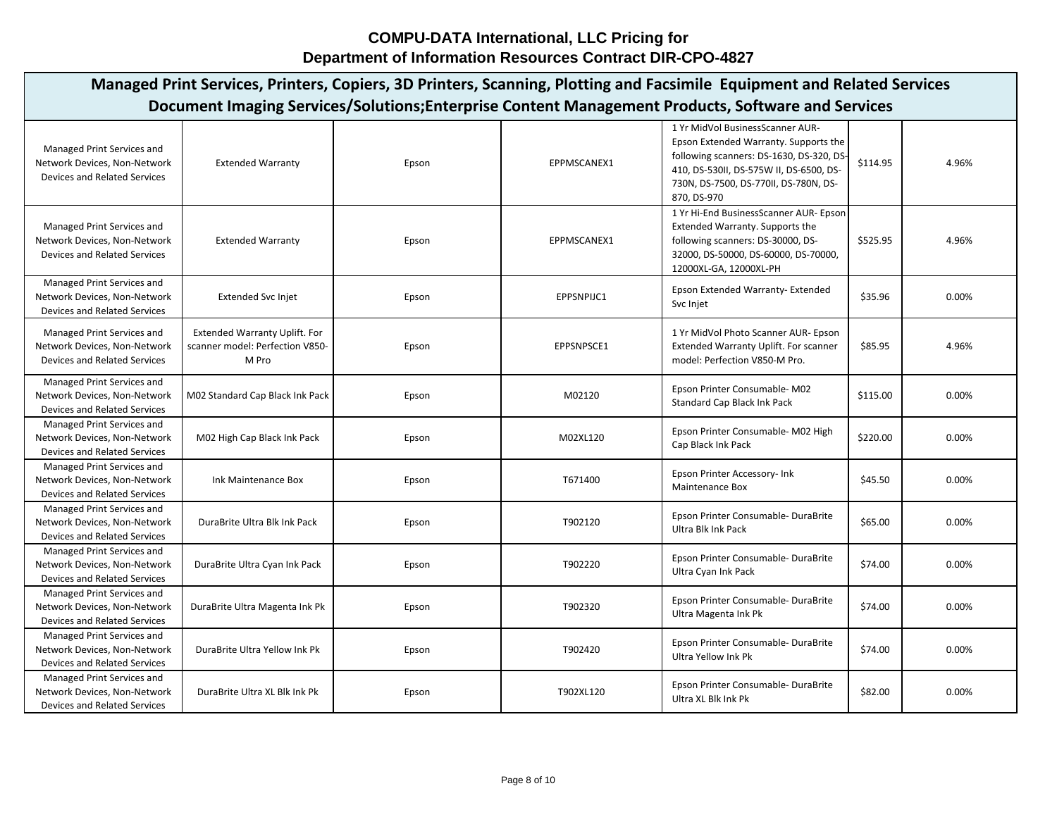# COMPU-DATA International, LLC Pricing for Department of Information Resources Contract DIR-CPO-4827

## Managed Print Services, Printers, Copiers, 3D Printers, Scanning, Plotting and Facsimile Equipment and Related Services Document Imaging Services/Solutions;Enterprise Content Management Products, Software and Services

| | | | | | | |
|---|---|---|---|---|---|---|
| Managed Print Services and Network Devices, Non-Network Devices and Related Services | Extended Warranty | Epson | EPPMSCANEX1 | 1 Yr MidVol BusinessScanner AUR- Epson Extended Warranty. Supports the following scanners: DS-1630, DS-320, DS-410, DS-530II, DS-575W II, DS-6500, DS-730N, DS-7500, DS-770II, DS-780N, DS-870, DS-970 | $114.95 | 4.96% |
| Managed Print Services and Network Devices, Non-Network Devices and Related Services | Extended Warranty | Epson | EPPMSCANEX1 | 1 Yr Hi-End BusinessScanner AUR- Epson Extended Warranty. Supports the following scanners: DS-30000, DS-32000, DS-50000, DS-60000, DS-70000, 12000XL-GA, 12000XL-PH | $525.95 | 4.96% |
| Managed Print Services and Network Devices, Non-Network Devices and Related Services | Extended Svc Injet | Epson | EPPSNPIJC1 | Epson Extended Warranty- Extended Svc Injet | $35.96 | 0.00% |
| Managed Print Services and Network Devices, Non-Network Devices and Related Services | Extended Warranty Uplift. For scanner model: Perfection V850-M Pro | Epson | EPPSNPSCE1 | 1 Yr MidVol Photo Scanner AUR- Epson Extended Warranty Uplift. For scanner model: Perfection V850-M Pro. | $85.95 | 4.96% |
| Managed Print Services and Network Devices, Non-Network Devices and Related Services | M02 Standard Cap Black Ink Pack | Epson | M02120 | Epson Printer Consumable- M02 Standard Cap Black Ink Pack | $115.00 | 0.00% |
| Managed Print Services and Network Devices, Non-Network Devices and Related Services | M02 High Cap Black Ink Pack | Epson | M02XL120 | Epson Printer Consumable- M02 High Cap Black Ink Pack | $220.00 | 0.00% |
| Managed Print Services and Network Devices, Non-Network Devices and Related Services | Ink Maintenance Box | Epson | T671400 | Epson Printer Accessory- Ink Maintenance Box | $45.50 | 0.00% |
| Managed Print Services and Network Devices, Non-Network Devices and Related Services | DuraBrite Ultra Blk Ink Pack | Epson | T902120 | Epson Printer Consumable- DuraBrite Ultra Blk Ink Pack | $65.00 | 0.00% |
| Managed Print Services and Network Devices, Non-Network Devices and Related Services | DuraBrite Ultra Cyan Ink Pack | Epson | T902220 | Epson Printer Consumable- DuraBrite Ultra Cyan Ink Pack | $74.00 | 0.00% |
| Managed Print Services and Network Devices, Non-Network Devices and Related Services | DuraBrite Ultra Magenta Ink Pk | Epson | T902320 | Epson Printer Consumable- DuraBrite Ultra Magenta Ink Pk | $74.00 | 0.00% |
| Managed Print Services and Network Devices, Non-Network Devices and Related Services | DuraBrite Ultra Yellow Ink Pk | Epson | T902420 | Epson Printer Consumable- DuraBrite Ultra Yellow Ink Pk | $74.00 | 0.00% |
| Managed Print Services and Network Devices, Non-Network Devices and Related Services | DuraBrite Ultra XL Blk Ink Pk | Epson | T902XL120 | Epson Printer Consumable- DuraBrite Ultra XL Blk Ink Pk | $82.00 | 0.00% |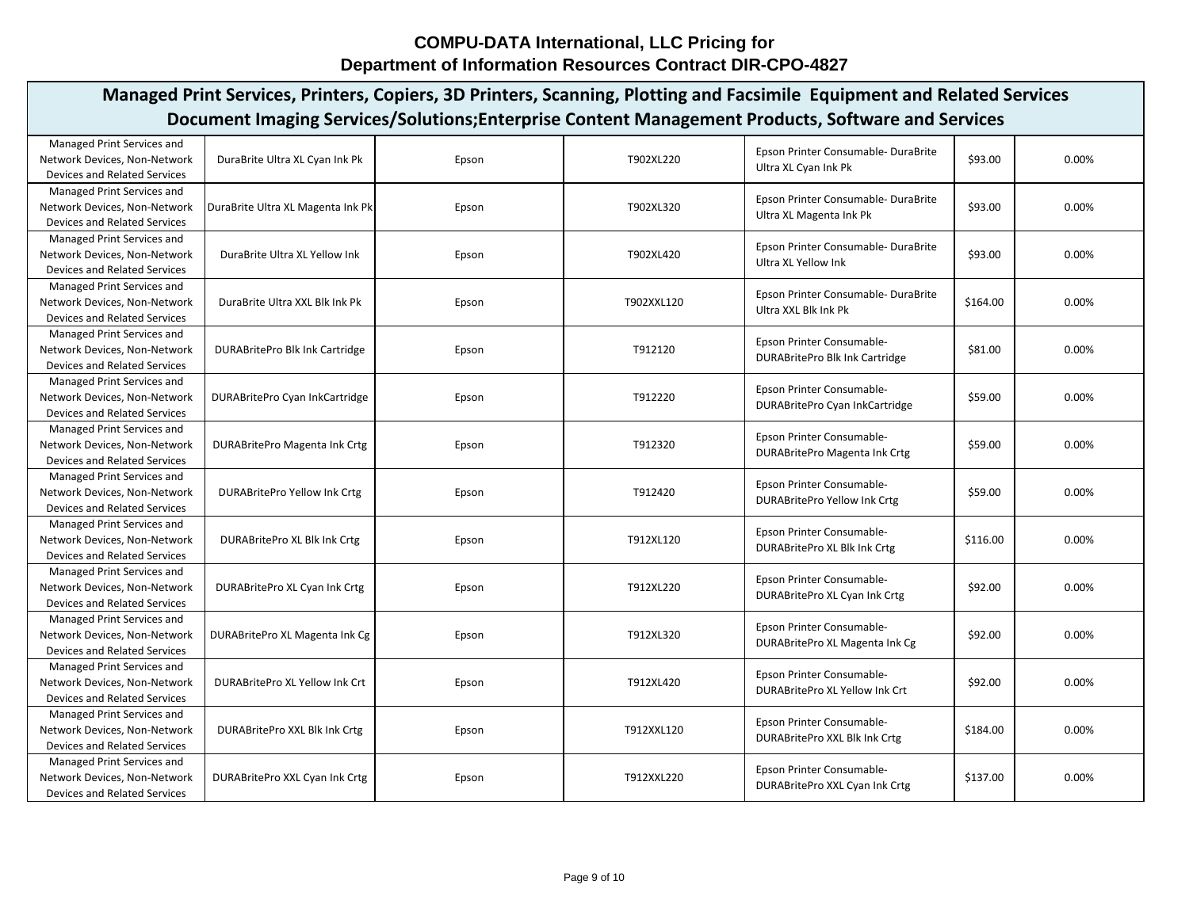# COMPU-DATA International, LLC Pricing for Department of Information Resources Contract DIR-CPO-4827

## Managed Print Services, Printers, Copiers, 3D Printers, Scanning, Plotting and Facsimile Equipment and Related Services Document Imaging Services/Solutions;Enterprise Content Management Products, Software and Services

| | | | | | | |
|---|---|---|---|---|---|---|
| Managed Print Services and Network Devices, Non-Network Devices and Related Services | DuraBrite Ultra XL Cyan Ink Pk | Epson | T902XL220 | Epson Printer Consumable- DuraBrite Ultra XL Cyan Ink Pk | $93.00 | 0.00% |
| Managed Print Services and Network Devices, Non-Network Devices and Related Services | DuraBrite Ultra XL Magenta Ink Pk | Epson | T902XL320 | Epson Printer Consumable- DuraBrite Ultra XL Magenta Ink Pk | $93.00 | 0.00% |
| Managed Print Services and Network Devices, Non-Network Devices and Related Services | DuraBrite Ultra XL Yellow Ink | Epson | T902XL420 | Epson Printer Consumable- DuraBrite Ultra XL Yellow Ink | $93.00 | 0.00% |
| Managed Print Services and Network Devices, Non-Network Devices and Related Services | DuraBrite Ultra XXL Blk Ink Pk | Epson | T902XXL120 | Epson Printer Consumable- DuraBrite Ultra XXL Blk Ink Pk | $164.00 | 0.00% |
| Managed Print Services and Network Devices, Non-Network Devices and Related Services | DURABritePro Blk Ink Cartridge | Epson | T912120 | Epson Printer Consumable- DURABritePro Blk Ink Cartridge | $81.00 | 0.00% |
| Managed Print Services and Network Devices, Non-Network Devices and Related Services | DURABritePro Cyan InkCartridge | Epson | T912220 | Epson Printer Consumable- DURABritePro Cyan InkCartridge | $59.00 | 0.00% |
| Managed Print Services and Network Devices, Non-Network Devices and Related Services | DURABritePro Magenta Ink Crtg | Epson | T912320 | Epson Printer Consumable- DURABritePro Magenta Ink Crtg | $59.00 | 0.00% |
| Managed Print Services and Network Devices, Non-Network Devices and Related Services | DURABritePro Yellow Ink Crtg | Epson | T912420 | Epson Printer Consumable- DURABritePro Yellow Ink Crtg | $59.00 | 0.00% |
| Managed Print Services and Network Devices, Non-Network Devices and Related Services | DURABritePro XL Blk Ink Crtg | Epson | T912XL120 | Epson Printer Consumable- DURABritePro XL Blk Ink Crtg | $116.00 | 0.00% |
| Managed Print Services and Network Devices, Non-Network Devices and Related Services | DURABritePro XL Cyan Ink Crtg | Epson | T912XL220 | Epson Printer Consumable- DURABritePro XL Cyan Ink Crtg | $92.00 | 0.00% |
| Managed Print Services and Network Devices, Non-Network Devices and Related Services | DURABritePro XL Magenta Ink Cg | Epson | T912XL320 | Epson Printer Consumable- DURABritePro XL Magenta Ink Cg | $92.00 | 0.00% |
| Managed Print Services and Network Devices, Non-Network Devices and Related Services | DURABritePro XL Yellow Ink Crt | Epson | T912XL420 | Epson Printer Consumable- DURABritePro XL Yellow Ink Crt | $92.00 | 0.00% |
| Managed Print Services and Network Devices, Non-Network Devices and Related Services | DURABritePro XXL Blk Ink Crtg | Epson | T912XXL120 | Epson Printer Consumable- DURABritePro XXL Blk Ink Crtg | $184.00 | 0.00% |
| Managed Print Services and Network Devices, Non-Network Devices and Related Services | DURABritePro XXL Cyan Ink Crtg | Epson | T912XXL220 | Epson Printer Consumable- DURABritePro XXL Cyan Ink Crtg | $137.00 | 0.00% |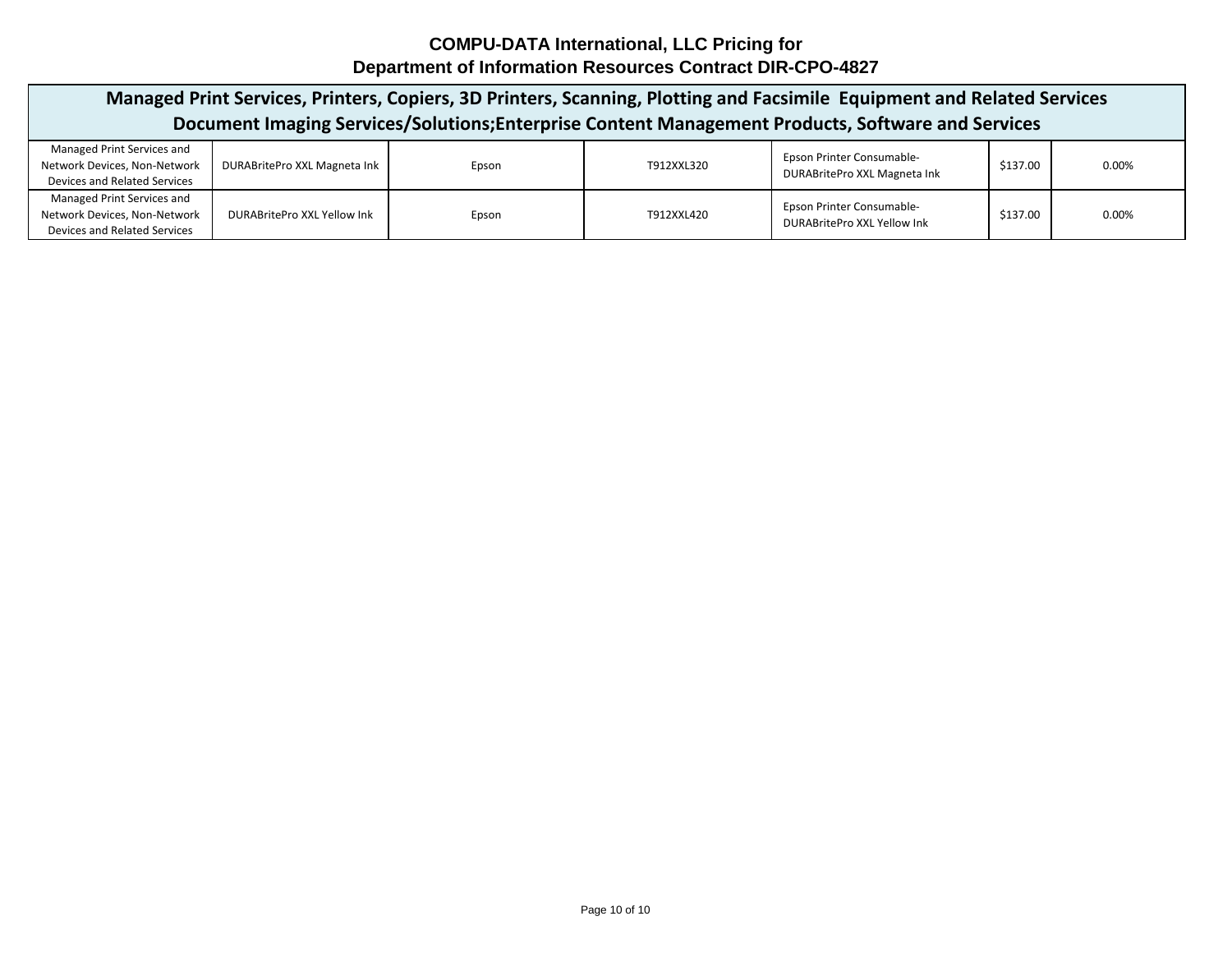# COMPU-DATA International, LLC Pricing for Department of Information Resources Contract DIR-CPO-4827

## Managed Print Services, Printers, Copiers, 3D Printers, Scanning, Plotting and Facsimile Equipment and Related Services Document Imaging Services/Solutions;Enterprise Content Management Products, Software and Services

| | | | | | | |
|---|---|---|---|---|---|---|
| Managed Print Services and Network Devices, Non-Network Devices and Related Services | DURABritePro XXL Magneta Ink | Epson | T912XXL320 | Epson Printer Consumable-DURABritePro XXL Magneta Ink | $137.00 | 0.00% |
| Managed Print Services and Network Devices, Non-Network Devices and Related Services | DURABritePro XXL Yellow Ink | Epson | T912XXL420 | Epson Printer Consumable-DURABritePro XXL Yellow Ink | $137.00 | 0.00% |